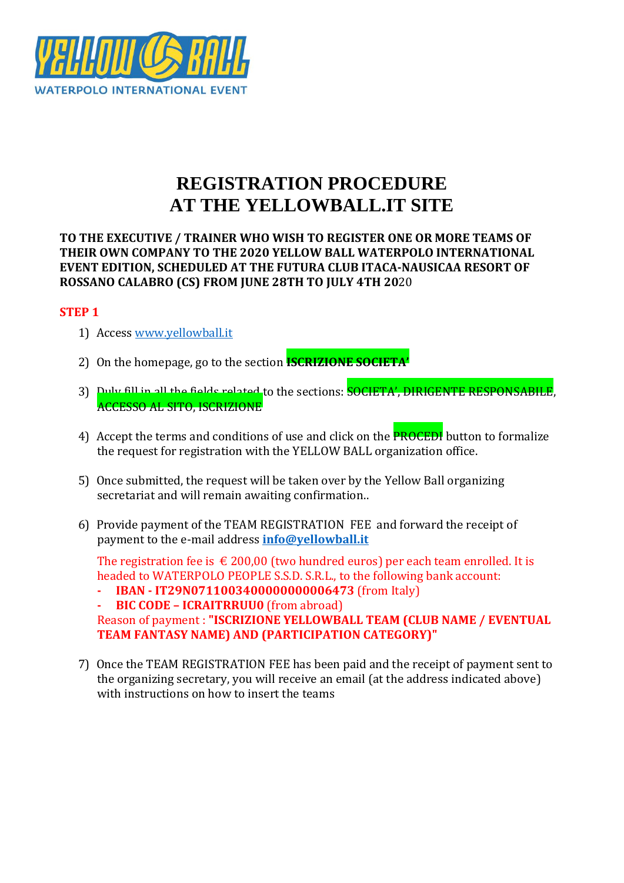YELLOW BALL
WATERPOLO INTERNATIONAL EVENT

# REGISTRATION PROCEDURE
# AT THE YELLOWBALL.IT SITE

**TO THE EXECUTIVE / TRAINER WHO WISH TO REGISTER ONE OR MORE TEAMS OF THEIR OWN COMPANY TO THE 2020 YELLOW BALL WATERPOLO INTERNATIONAL EVENT EDITION, SCHEDULED AT THE FUTURA CLUB ITACA-NAUSICAA RESORT OF ROSSANO CALABRO (CS) FROM JUNE 28TH TO JULY 4TH 20**20

## STEP 1

1) Access www.yellowball.it

2) On the homepage, go to the section **ISCRIZIONE SOCIETA'**

3) Duly fill in all the fields related to the sections: SOCIETA', DIRIGENTE RESPONSABILE, ACCESSO AL SITO, ISCRIZIONE

4) Accept the terms and conditions of use and click on the PROCEDI button to formalize the request for registration with the YELLOW BALL organization office.

5) Once submitted, the request will be taken over by the Yellow Ball organizing secretariat and will remain awaiting confirmation..

6) Provide payment of the TEAM REGISTRATION FEE and forward the receipt of payment to the e-mail address **info@yellowball.it**

   The registration fee is € 200,00 (two hundred euros) per each team enrolled. It is headed to WATERPOLO PEOPLE S.S.D. S.R.L., to the following bank account:
   - **IBAN - IT29N0711003400000000006473** (from Italy)
   - **BIC CODE – ICRAITRRUU0** (from abroad)

   Reason of payment : **"ISCRIZIONE YELLOWBALL TEAM (CLUB NAME / EVENTUAL TEAM FANTASY NAME) AND (PARTICIPATION CATEGORY)"**

7) Once the TEAM REGISTRATION FEE has been paid and the receipt of payment sent to the organizing secretary, you will receive an email (at the address indicated above) with instructions on how to insert the teams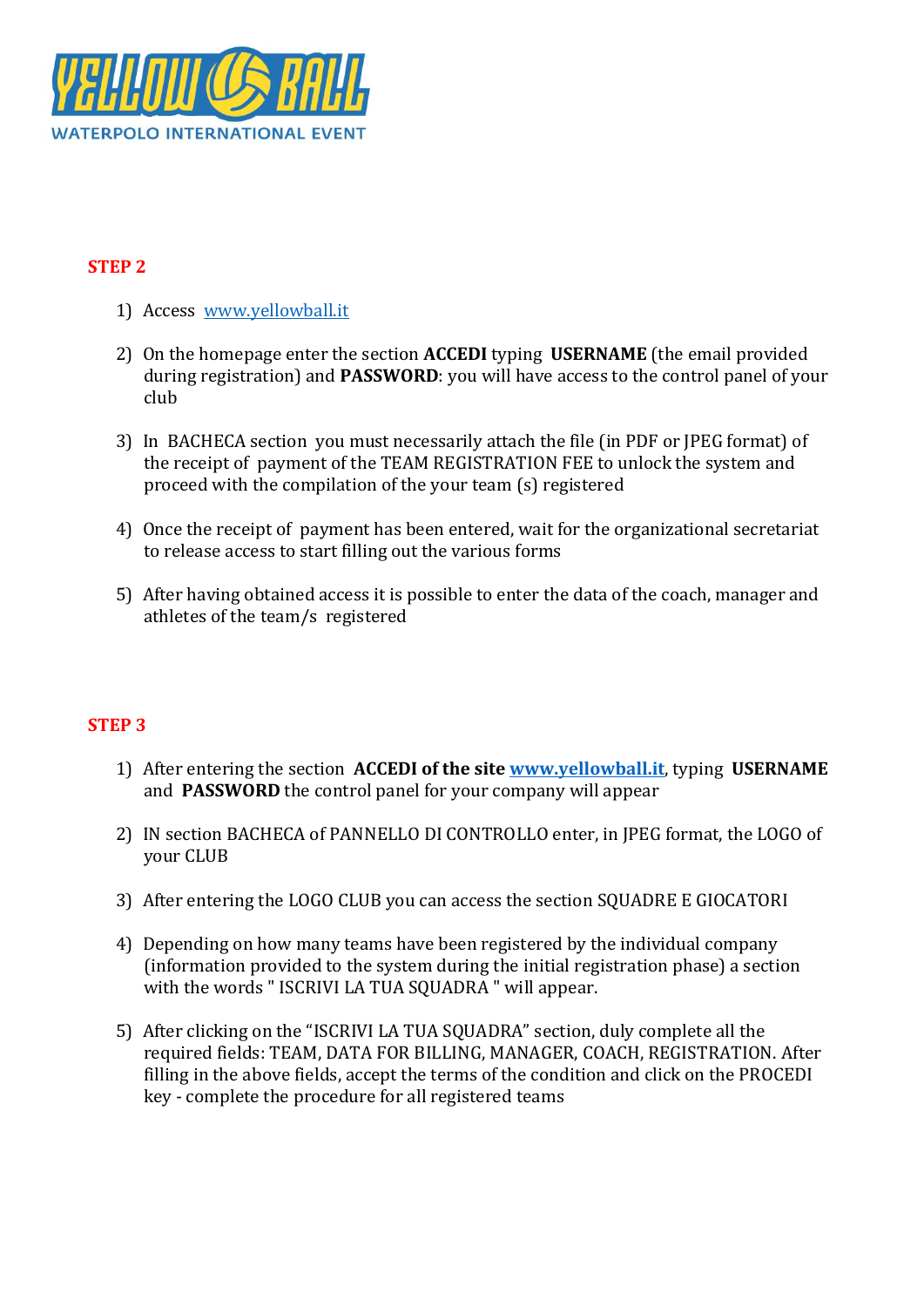YELLOW BALL
WATERPOLO INTERNATIONAL EVENT

## STEP 2

1) Access [www.yellowball.it](http://www.yellowball.it)
2) On the homepage enter the section **ACCEDI** typing **USERNAME** (the email provided during registration) and **PASSWORD**: you will have access to the control panel of your club
3) In BACHECA section you must necessarily attach the file (in PDF or JPEG format) of the receipt of payment of the TEAM REGISTRATION FEE to unlock the system and proceed with the compilation of the your team (s) registered
4) Once the receipt of payment has been entered, wait for the organizational secretariat to release access to start filling out the various forms
5) After having obtained access it is possible to enter the data of the coach, manager and athletes of the team/s registered

## STEP 3

1) After entering the section **ACCEDI of the site [www.yellowball.it](http://www.yellowball.it)**, typing **USERNAME** and **PASSWORD** the control panel for your company will appear
2) IN section BACHECA of PANNELLO DI CONTROLLO enter, in JPEG format, the LOGO of your CLUB
3) After entering the LOGO CLUB you can access the section SQUADRE E GIOCATORI
4) Depending on how many teams have been registered by the individual company (information provided to the system during the initial registration phase) a section with the words " ISCRIVI LA TUA SQUADRA " will appear.
5) After clicking on the "ISCRIVI LA TUA SQUADRA" section, duly complete all the required fields: TEAM, DATA FOR BILLING, MANAGER, COACH, REGISTRATION. After filling in the above fields, accept the terms of the condition and click on the PROCEDI key - complete the procedure for all registered teams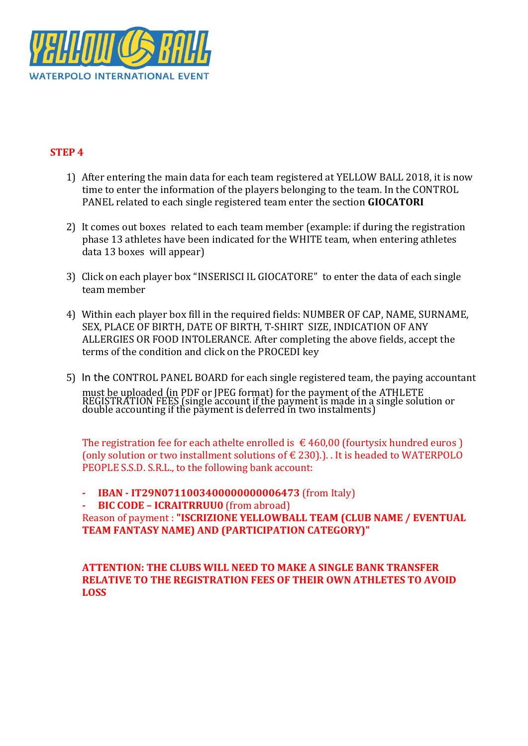**YELLOW BALL**
WATERPOLO INTERNATIONAL EVENT

## STEP 4

1) After entering the main data for each team registered at YELLOW BALL 2018, it is now time to enter the information of the players belonging to the team. In the CONTROL PANEL related to each single registered team enter the section **GIOCATORI**

2) It comes out boxes related to each team member (example: if during the registration phase 13 athletes have been indicated for the WHITE team, when entering athletes data 13 boxes will appear)

3) Click on each player box "INSERISCI IL GIOCATORE" to enter the data of each single team member

4) Within each player box fill in the required fields: NUMBER OF CAP, NAME, SURNAME, SEX, PLACE OF BIRTH, DATE OF BIRTH, T-SHIRT SIZE, INDICATION OF ANY ALLERGIES OR FOOD INTOLERANCE. After completing the above fields, accept the terms of the condition and click on the PROCEDI key

5) In the CONTROL PANEL BOARD for each single registered team, the paying accountant must be uploaded (in PDF or JPEG format) for the payment of the ATHLETE REGISTRATION FEES (single account if the payment is made in a single solution or double accounting if the payment is deferred in two instalments)

   The registration fee for each athelte enrolled is € 460,00 (fourtysix hundred euros ) (only solution or two installment solutions of € 230).). . It is headed to WATERPOLO PEOPLE S.S.D. S.R.L., to the following bank account:

   - **IBAN - IT29N0711003400000000006473** (from Italy)
   - **BIC CODE – ICRAITRRUU0** (from abroad)

   Reason of payment : **"ISCRIZIONE YELLOWBALL TEAM (CLUB NAME / EVENTUAL TEAM FANTASY NAME) AND (PARTICIPATION CATEGORY)"**

   **ATTENTION: THE CLUBS WILL NEED TO MAKE A SINGLE BANK TRANSFER RELATIVE TO THE REGISTRATION FEES OF THEIR OWN ATHLETES TO AVOID LOSS**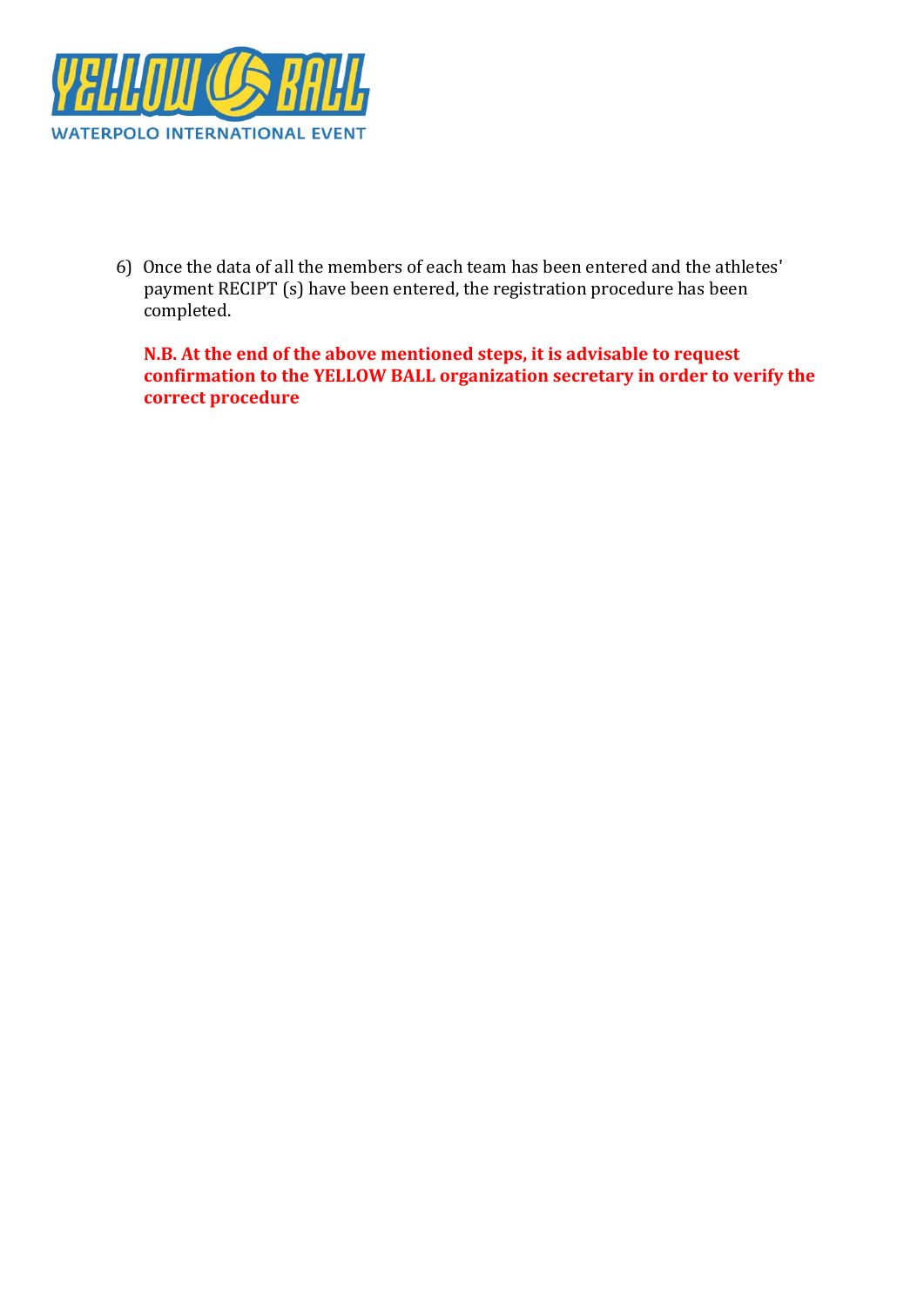6) Once the data of all the members of each team has been entered and the athletes' payment RECIPT (s) have been entered, the registration procedure has been completed.

   **N.B. At the end of the above mentioned steps, it is advisable to request confirmation to the YELLOW BALL organization secretary in order to verify the correct procedure**